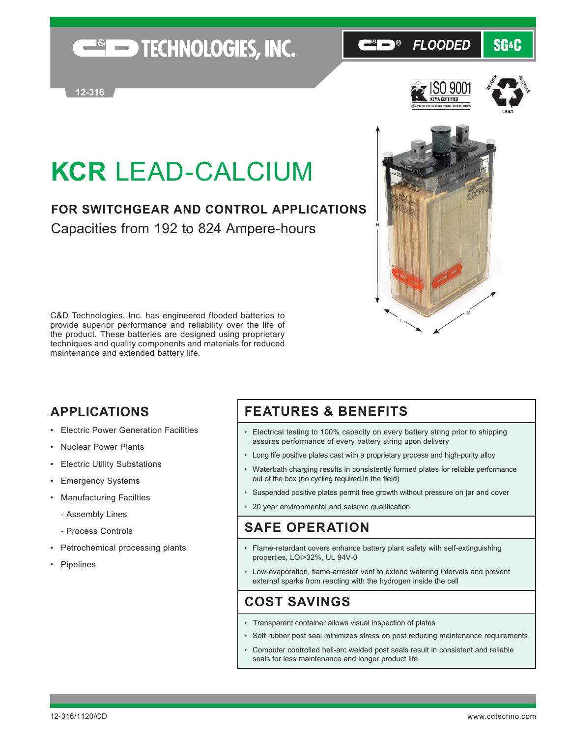C&D TECHNOLOGIES, INC.

C&D® FLOODED SG&C

12-316

# KCR LEAD-CALCIUM

## FOR SWITCHGEAR AND CONTROL APPLICATIONS

Capacities from 192 to 824 Ampere-hours

C&D Technologies, Inc. has engineered flooded batteries to provide superior performance and reliability over the life of the product. These batteries are designed using proprietary techniques and quality components and materials for reduced maintenance and extended battery life.

## APPLICATIONS

- Electric Power Generation Facilities
- Nuclear Power Plants
- Electric Utility Substations
- Emergency Systems
- Manufacturing Facilties
  - Assembly Lines
  - Process Controls
- Petrochemical processing plants
- Pipelines

## FEATURES & BENEFITS

- Electrical testing to 100% capacity on every battery string prior to shipping assures performance of every battery string upon delivery
- Long life positive plates cast with a proprietary process and high-purity alloy
- Waterbath charging results in consistently formed plates for reliable performance out of the box (no cycling required in the field)
- Suspended positive plates permit free growth without pressure on jar and cover
- 20 year environmental and seismic qualification

## SAFE OPERATION

- Flame-retardant covers enhance battery plant safety with self-extinguishing properties, LOI>32%, UL 94V-0
- Low-evaporation, flame-arrester vent to extend watering intervals and prevent external sparks from reacting with the hydrogen inside the cell

## COST SAVINGS

- Transparent container allows visual inspection of plates
- Soft rubber post seal minimizes stress on post reducing maintenance requirements
- Computer controlled heli-arc welded post seals result in consistent and reliable seals for less maintenance and longer product life

12-316/1120/CD www.cdtechno.com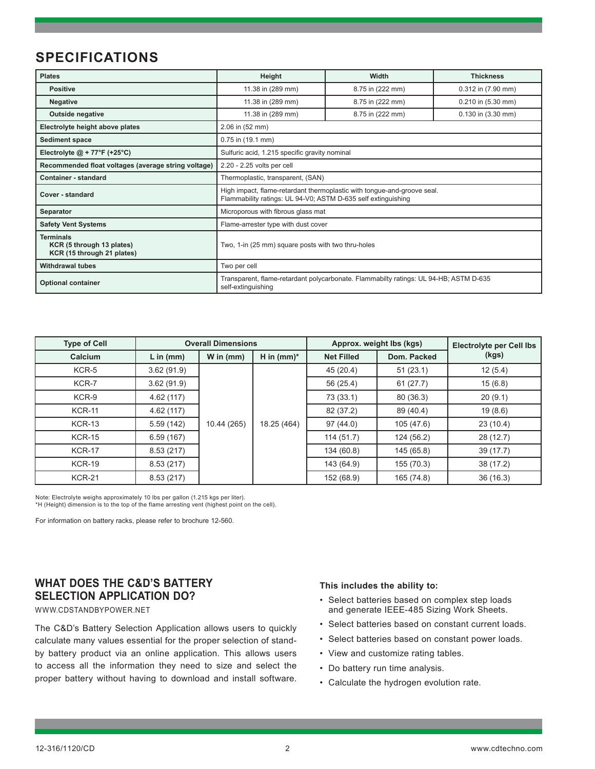## SPECIFICATIONS

| Plates | Height | Width | Thickness |
|---|---|---|---|
| **Positive** | 11.38 in (289 mm) | 8.75 in (222 mm) | 0.312 in (7.90 mm) |
| **Negative** | 11.38 in (289 mm) | 8.75 in (222 mm) | 0.210 in (5.30 mm) |
| **Outside negative** | 11.38 in (289 mm) | 8.75 in (222 mm) | 0.130 in (3.30 mm) |
| **Electrolyte height above plates** | 2.06 in (52 mm) | | |
| **Sediment space** | 0.75 in (19.1 mm) | | |
| **Electrolyte @ + 77°F (+25°C)** | Sulfuric acid, 1.215 specific gravity nominal | | |
| **Recommended float voltages (average string voltage)** | 2.20 - 2.25 volts per cell | | |
| **Container - standard** | Thermoplastic, transparent, (SAN) | | |
| **Cover - standard** | High impact, flame-retardant thermoplastic with tongue-and-groove seal. Flammability ratings: UL 94-V0; ASTM D-635 self extinguishing | | |
| **Separator** | Microporous with fibrous glass mat | | |
| **Safety Vent Systems** | Flame-arrester type with dust cover | | |
| **Terminals** **KCR (5 through 13 plates)** **KCR (15 through 21 plates)** | Two, 1-in (25 mm) square posts with two thru-holes | | |
| **Withdrawal tubes** | Two per cell | | |
| **Optional container** | Transparent, flame-retardant polycarbonate. Flammabilty ratings: UL 94-HB; ASTM D-635 self-extinguishing | | |

| Type of Cell | Overall Dimensions | | | Approx. weight lbs (kgs) | | Electrolyte per Cell lbs (kgs) |
|---|---|---|---|---|---|---|
| Calcium | L in (mm) | W in (mm) | H in (mm)* | Net Filled | Dom. Packed | |
| KCR-5 | 3.62 (91.9) | 10.44 (265) | 18.25 (464) | 45 (20.4) | 51 (23.1) | 12 (5.4) |
| KCR-7 | 3.62 (91.9) | 10.44 (265) | 18.25 (464) | 56 (25.4) | 61 (27.7) | 15 (6.8) |
| KCR-9 | 4.62 (117) | 10.44 (265) | 18.25 (464) | 73 (33.1) | 80 (36.3) | 20 (9.1) |
| KCR-11 | 4.62 (117) | 10.44 (265) | 18.25 (464) | 82 (37.2) | 89 (40.4) | 19 (8.6) |
| KCR-13 | 5.59 (142) | 10.44 (265) | 18.25 (464) | 97 (44.0) | 105 (47.6) | 23 (10.4) |
| KCR-15 | 6.59 (167) | 10.44 (265) | 18.25 (464) | 114 (51.7) | 124 (56.2) | 28 (12.7) |
| KCR-17 | 8.53 (217) | 10.44 (265) | 18.25 (464) | 134 (60.8) | 145 (65.8) | 39 (17.7) |
| KCR-19 | 8.53 (217) | 10.44 (265) | 18.25 (464) | 143 (64.9) | 155 (70.3) | 38 (17.2) |
| KCR-21 | 8.53 (217) | 10.44 (265) | 18.25 (464) | 152 (68.9) | 165 (74.8) | 36 (16.3) |

Note: Electrolyte weighs approximately 10 lbs per gallon (1.215 kgs per liter).
*H (Height) dimension is to the top of the flame arresting vent (highest point on the cell).

For information on battery racks, please refer to brochure 12-560.

## WHAT DOES THE C&D'S BATTERY SELECTION APPLICATION DO?

WWW.CDSTANDBYPOWER.NET

The C&D's Battery Selection Application allows users to quickly calculate many values essential for the proper selection of stand-by battery product via an online application. This allows users to access all the information they need to size and select the proper battery without having to download and install software.

**This includes the ability to:**

- Select batteries based on complex step loads and generate IEEE-485 Sizing Work Sheets.
- Select batteries based on constant current loads.
- Select batteries based on constant power loads.
- View and customize rating tables.
- Do battery run time analysis.
- Calculate the hydrogen evolution rate.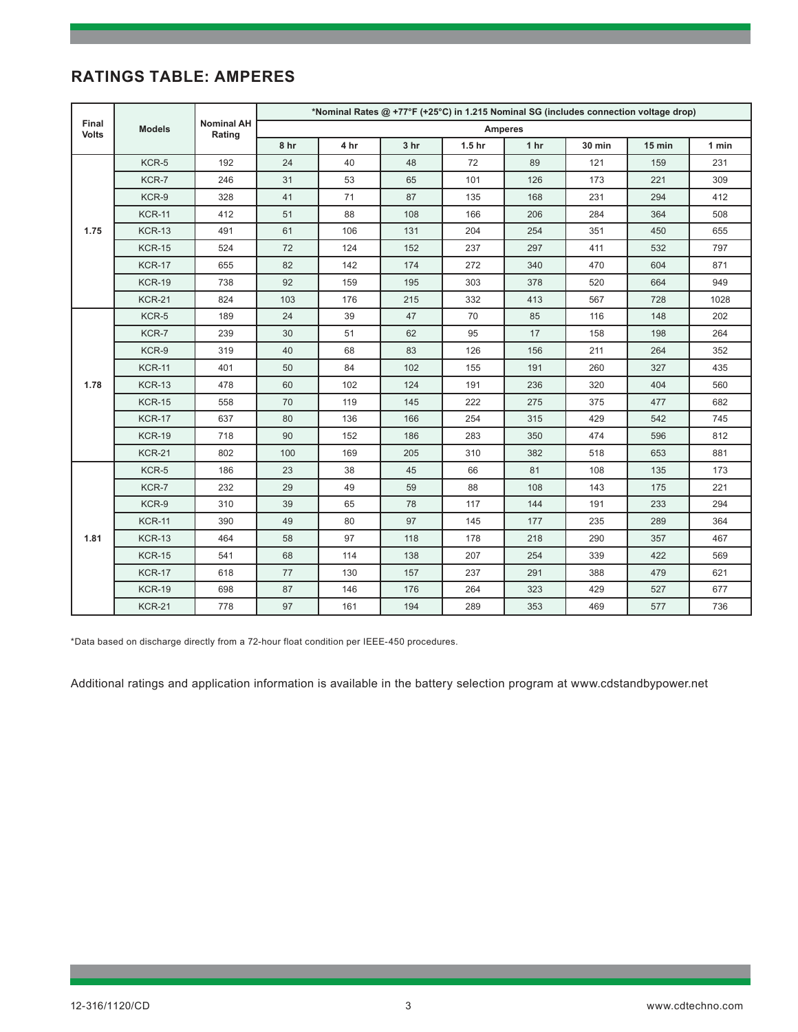## RATINGS TABLE: AMPERES

| Final Volts | Models | Nominal AH Rating | *Nominal Rates @ +77°F (+25°C) in 1.215 Nominal SG (includes connection voltage drop) | | | | | | | |
|---|---|---|---|---|---|---|---|---|---|---|
| | | | Amperes | | | | | | | |
| | | | 8 hr | 4 hr | 3 hr | 1.5 hr | 1 hr | 30 min | 15 min | 1 min |
| 1.75 | KCR-5 | 192 | 24 | 40 | 48 | 72 | 89 | 121 | 159 | 231 |
| | KCR-7 | 246 | 31 | 53 | 65 | 101 | 126 | 173 | 221 | 309 |
| | KCR-9 | 328 | 41 | 71 | 87 | 135 | 168 | 231 | 294 | 412 |
| | KCR-11 | 412 | 51 | 88 | 108 | 166 | 206 | 284 | 364 | 508 |
| | KCR-13 | 491 | 61 | 106 | 131 | 204 | 254 | 351 | 450 | 655 |
| | KCR-15 | 524 | 72 | 124 | 152 | 237 | 297 | 411 | 532 | 797 |
| | KCR-17 | 655 | 82 | 142 | 174 | 272 | 340 | 470 | 604 | 871 |
| | KCR-19 | 738 | 92 | 159 | 195 | 303 | 378 | 520 | 664 | 949 |
| | KCR-21 | 824 | 103 | 176 | 215 | 332 | 413 | 567 | 728 | 1028 |
| 1.78 | KCR-5 | 189 | 24 | 39 | 47 | 70 | 85 | 116 | 148 | 202 |
| | KCR-7 | 239 | 30 | 51 | 62 | 95 | 17 | 158 | 198 | 264 |
| | KCR-9 | 319 | 40 | 68 | 83 | 126 | 156 | 211 | 264 | 352 |
| | KCR-11 | 401 | 50 | 84 | 102 | 155 | 191 | 260 | 327 | 435 |
| | KCR-13 | 478 | 60 | 102 | 124 | 191 | 236 | 320 | 404 | 560 |
| | KCR-15 | 558 | 70 | 119 | 145 | 222 | 275 | 375 | 477 | 682 |
| | KCR-17 | 637 | 80 | 136 | 166 | 254 | 315 | 429 | 542 | 745 |
| | KCR-19 | 718 | 90 | 152 | 186 | 283 | 350 | 474 | 596 | 812 |
| | KCR-21 | 802 | 100 | 169 | 205 | 310 | 382 | 518 | 653 | 881 |
| 1.81 | KCR-5 | 186 | 23 | 38 | 45 | 66 | 81 | 108 | 135 | 173 |
| | KCR-7 | 232 | 29 | 49 | 59 | 88 | 108 | 143 | 175 | 221 |
| | KCR-9 | 310 | 39 | 65 | 78 | 117 | 144 | 191 | 233 | 294 |
| | KCR-11 | 390 | 49 | 80 | 97 | 145 | 177 | 235 | 289 | 364 |
| | KCR-13 | 464 | 58 | 97 | 118 | 178 | 218 | 290 | 357 | 467 |
| | KCR-15 | 541 | 68 | 114 | 138 | 207 | 254 | 339 | 422 | 569 |
| | KCR-17 | 618 | 77 | 130 | 157 | 237 | 291 | 388 | 479 | 621 |
| | KCR-19 | 698 | 87 | 146 | 176 | 264 | 323 | 429 | 527 | 677 |
| | KCR-21 | 778 | 97 | 161 | 194 | 289 | 353 | 469 | 577 | 736 |

*Data based on discharge directly from a 72-hour float condition per IEEE-450 procedures.

Additional ratings and application information is available in the battery selection program at www.cdstandbypower.net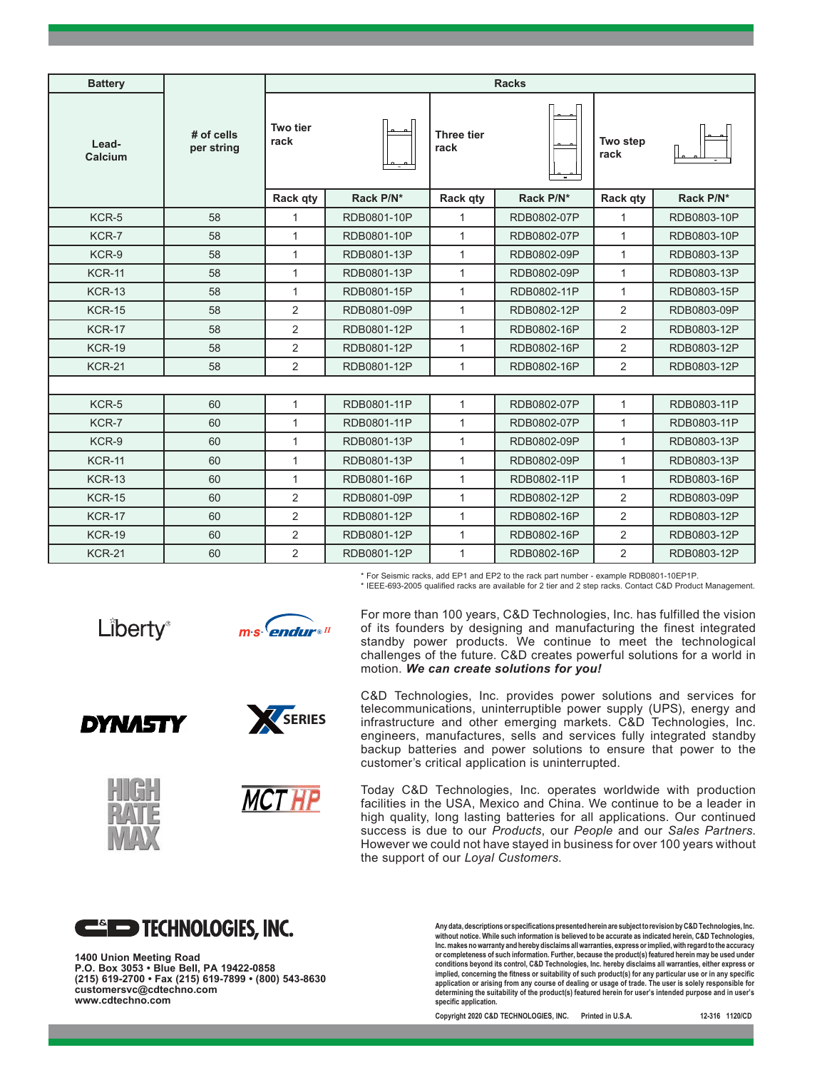| Battery | # of cells per string | Racks | | | | | |
|---|---|---|---|---|---|---|---|
| Lead-Calcium | | Two tier rack | | Three tier rack | | Two step rack | |
| | | Rack qty | Rack P/N* | Rack qty | Rack P/N* | Rack qty | Rack P/N* |
| KCR-5 | 58 | 1 | RDB0801-10P | 1 | RDB0802-07P | 1 | RDB0803-10P |
| KCR-7 | 58 | 1 | RDB0801-10P | 1 | RDB0802-07P | 1 | RDB0803-10P |
| KCR-9 | 58 | 1 | RDB0801-13P | 1 | RDB0802-09P | 1 | RDB0803-13P |
| KCR-11 | 58 | 1 | RDB0801-13P | 1 | RDB0802-09P | 1 | RDB0803-13P |
| KCR-13 | 58 | 1 | RDB0801-15P | 1 | RDB0802-11P | 1 | RDB0803-15P |
| KCR-15 | 58 | 2 | RDB0801-09P | 1 | RDB0802-12P | 2 | RDB0803-09P |
| KCR-17 | 58 | 2 | RDB0801-12P | 1 | RDB0802-16P | 2 | RDB0803-12P |
| KCR-19 | 58 | 2 | RDB0801-12P | 1 | RDB0802-16P | 2 | RDB0803-12P |
| KCR-21 | 58 | 2 | RDB0801-12P | 1 | RDB0802-16P | 2 | RDB0803-12P |
| | | | | | | | |
| KCR-5 | 60 | 1 | RDB0801-11P | 1 | RDB0802-07P | 1 | RDB0803-11P |
| KCR-7 | 60 | 1 | RDB0801-11P | 1 | RDB0802-07P | 1 | RDB0803-11P |
| KCR-9 | 60 | 1 | RDB0801-13P | 1 | RDB0802-09P | 1 | RDB0803-13P |
| KCR-11 | 60 | 1 | RDB0801-13P | 1 | RDB0802-09P | 1 | RDB0803-13P |
| KCR-13 | 60 | 1 | RDB0801-16P | 1 | RDB0802-11P | 1 | RDB0803-16P |
| KCR-15 | 60 | 2 | RDB0801-09P | 1 | RDB0802-12P | 2 | RDB0803-09P |
| KCR-17 | 60 | 2 | RDB0801-12P | 1 | RDB0802-16P | 2 | RDB0803-12P |
| KCR-19 | 60 | 2 | RDB0801-12P | 1 | RDB0802-16P | 2 | RDB0803-12P |
| KCR-21 | 60 | 2 | RDB0801-12P | 1 | RDB0802-16P | 2 | RDB0803-12P |

\* For Seismic racks, add EP1 and EP2 to the rack part number - example RDB0801-10EP1P.
\* IEEE-693-2005 qualified racks are available for 2 tier and 2 step racks. Contact C&D Product Management.

Liberty® m·s·endur® II DYNASTY XT SERIES HIGH RATE MAX MCT HP

For more than 100 years, C&D Technologies, Inc. has fulfilled the vision of its founders by designing and manufacturing the finest integrated standby power products. We continue to meet the technological challenges of the future. C&D creates powerful solutions for a world in motion. ***We can create solutions for you!***

C&D Technologies, Inc. provides power solutions and services for telecommunications, uninterruptible power supply (UPS), energy and infrastructure and other emerging markets. C&D Technologies, Inc. engineers, manufactures, sells and services fully integrated standby backup batteries and power solutions to ensure that power to the customer's critical application is uninterrupted.

Today C&D Technologies, Inc. operates worldwide with production facilities in the USA, Mexico and China. We continue to be a leader in high quality, long lasting batteries for all applications. Our continued success is due to our *Products*, our *People* and our *Sales Partners*. However we could not have stayed in business for over 100 years without the support of our *Loyal Customers*.

**C&D TECHNOLOGIES, INC.**

**1400 Union Meeting Road**
**P.O. Box 3053 • Blue Bell, PA 19422-0858**
**(215) 619-2700 • Fax (215) 619-7899 • (800) 543-8630**
**customersvc@cdtechno.com**
**www.cdtechno.com**

**Any data, descriptions or specifications presented herein are subject to revision by C&D Technologies, Inc. without notice. While such information is believed to be accurate as indicated herein, C&D Technologies, Inc. makes no warranty and hereby disclaims all warranties, express or implied, with regard to the accuracy or completeness of such information. Further, because the product(s) featured herein may be used under conditions beyond its control, C&D Technologies, Inc. hereby disclaims all warranties, either express or implied, concerning the fitness or suitability of such product(s) for any particular use or in any specific application or arising from any course of dealing or usage of trade. The user is solely responsible for determining the suitability of the product(s) featured herein for user's intended purpose and in user's specific application.**

**Copyright 2020 C&D TECHNOLOGIES, INC. Printed in U.S.A. 12-316 1120/CD**